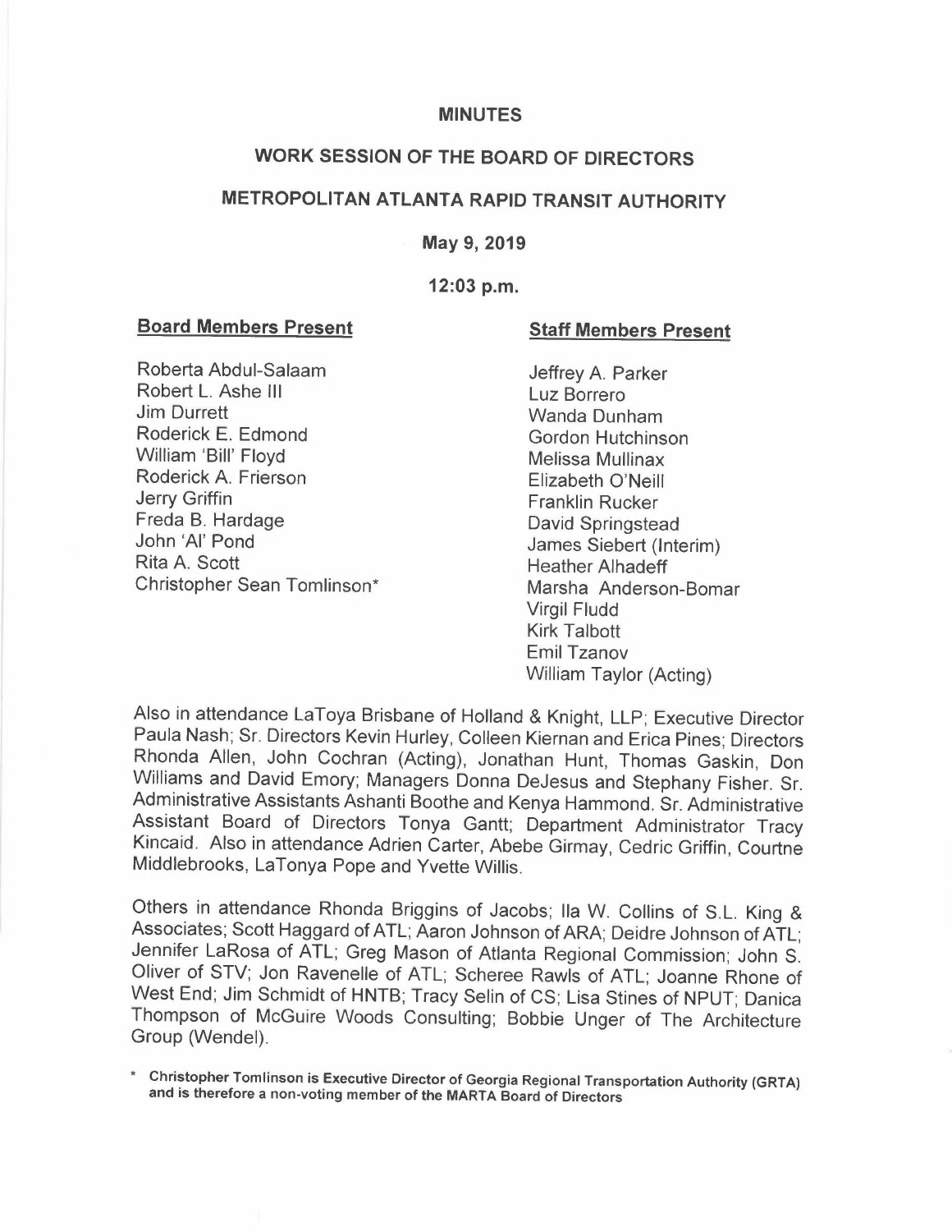# MINUTES

## WORK SESSION OF THE BOARD OF DIRECTORS

## METROPOLITAN ATLANTA RAPID TRANSIT AUTHORITY

**May 9, 2019**

**12:03 p.m.**

**Board Members Present**

Roberta Abdul-Salaam
Robert L. Ashe III
Jim Durrett
Roderick E. Edmond
William 'Bill' Floyd
Roderick A. Frierson
Jerry Griffin
Freda B. Hardage
John 'Al' Pond
Rita A. Scott
Christopher Sean Tomlinson*

**Staff Members Present**

Jeffrey A. Parker
Luz Borrero
Wanda Dunham
Gordon Hutchinson
Melissa Mullinax
Elizabeth O'Neill
Franklin Rucker
David Springstead
James Siebert (Interim)
Heather Alhadeff
Marsha Anderson-Bomar
Virgil Fludd
Kirk Talbott
Emil Tzanov
William Taylor (Acting)

Also in attendance LaToya Brisbane of Holland & Knight, LLP; Executive Director Paula Nash; Sr. Directors Kevin Hurley, Colleen Kiernan and Erica Pines; Directors Rhonda Allen, John Cochran (Acting), Jonathan Hunt, Thomas Gaskin, Don Williams and David Emory; Managers Donna DeJesus and Stephany Fisher. Sr. Administrative Assistants Ashanti Boothe and Kenya Hammond. Sr. Administrative Assistant Board of Directors Tonya Gantt; Department Administrator Tracy Kincaid. Also in attendance Adrien Carter, Abebe Girmay, Cedric Griffin, Courtne Middlebrooks, LaTonya Pope and Yvette Willis.

Others in attendance Rhonda Briggins of Jacobs; Ila W. Collins of S.L. King & Associates; Scott Haggard of ATL; Aaron Johnson of ARA; Deidre Johnson of ATL; Jennifer LaRosa of ATL; Greg Mason of Atlanta Regional Commission; John S. Oliver of STV; Jon Ravenelle of ATL; Scheree Rawls of ATL; Joanne Rhone of West End; Jim Schmidt of HNTB; Tracy Selin of CS; Lisa Stines of NPUT; Danica Thompson of McGuire Woods Consulting; Bobbie Unger of The Architecture Group (Wendel).

\* **Christopher Tomlinson is Executive Director of Georgia Regional Transportation Authority (GRTA) and is therefore a non-voting member of the MARTA Board of Directors**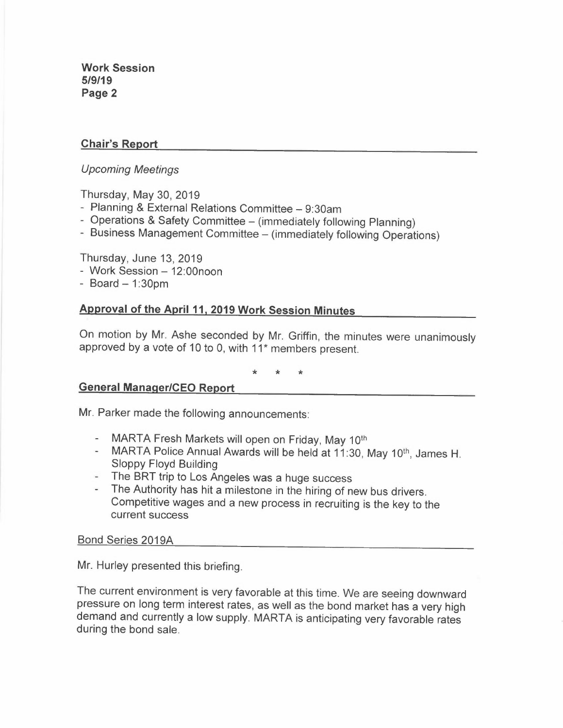## Chair's Report

*Upcoming Meetings*

Thursday, May 30, 2019

- Planning & External Relations Committee – 9:30am
- Operations & Safety Committee – (immediately following Planning)
- Business Management Committee – (immediately following Operations)

Thursday, June 13, 2019

- Work Session – 12:00noon
- Board – 1:30pm

## Approval of the April 11, 2019 Work Session Minutes

On motion by Mr. Ashe seconded by Mr. Griffin, the minutes were unanimously approved by a vote of 10 to 0, with 11* members present.

\* \* \*

## General Manager/CEO Report

Mr. Parker made the following announcements:

- MARTA Fresh Markets will open on Friday, May 10th
- MARTA Police Annual Awards will be held at 11:30, May 10th, James H. Sloppy Floyd Building
- The BRT trip to Los Angeles was a huge success
- The Authority has hit a milestone in the hiring of new bus drivers. Competitive wages and a new process in recruiting is the key to the current success

### Bond Series 2019A

Mr. Hurley presented this briefing.

The current environment is very favorable at this time. We are seeing downward pressure on long term interest rates, as well as the bond market has a very high demand and currently a low supply. MARTA is anticipating very favorable rates during the bond sale.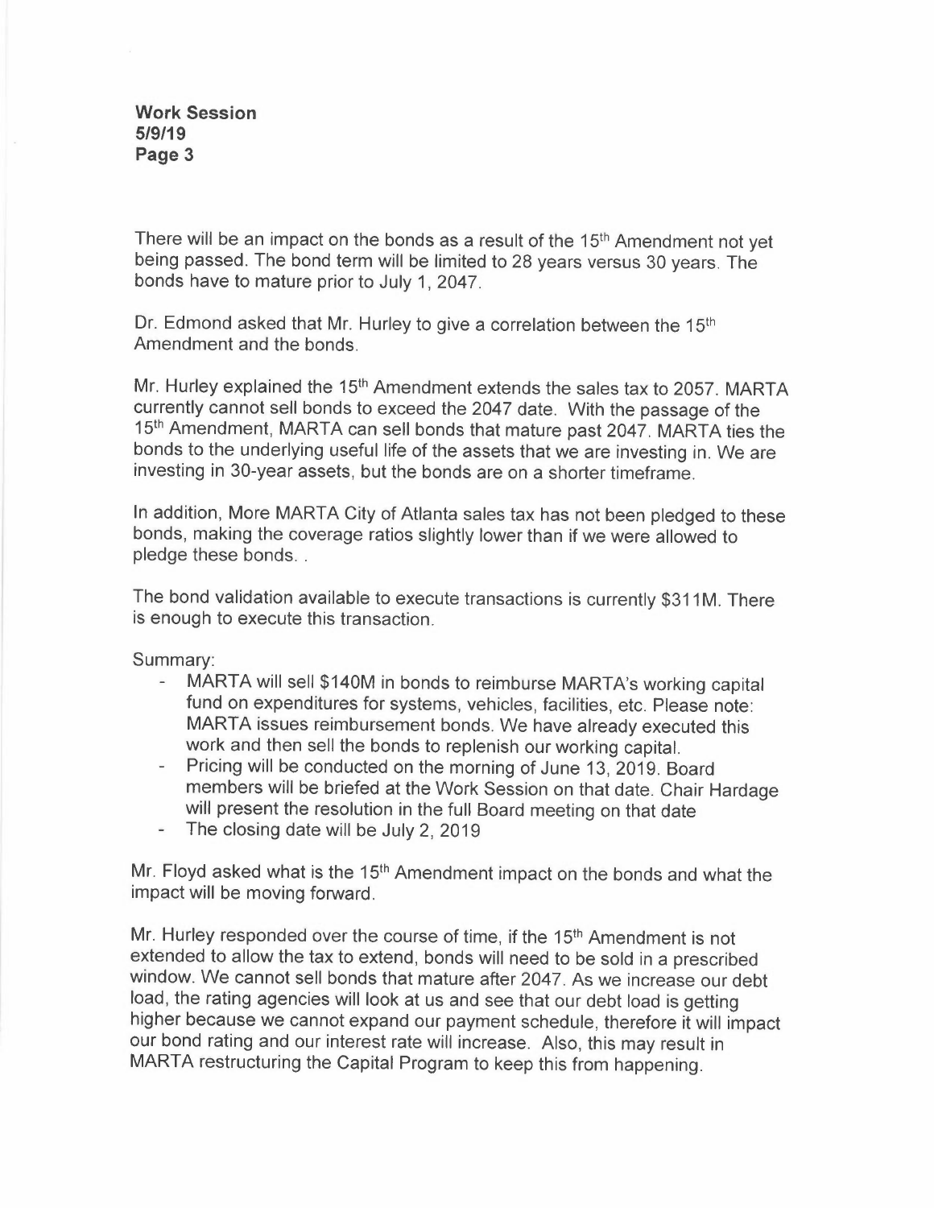There will be an impact on the bonds as a result of the 15th Amendment not yet being passed. The bond term will be limited to 28 years versus 30 years. The bonds have to mature prior to July 1, 2047.

Dr. Edmond asked that Mr. Hurley to give a correlation between the 15th Amendment and the bonds.

Mr. Hurley explained the 15th Amendment extends the sales tax to 2057. MARTA currently cannot sell bonds to exceed the 2047 date. With the passage of the 15th Amendment, MARTA can sell bonds that mature past 2047. MARTA ties the bonds to the underlying useful life of the assets that we are investing in. We are investing in 30-year assets, but the bonds are on a shorter timeframe.

In addition, More MARTA City of Atlanta sales tax has not been pledged to these bonds, making the coverage ratios slightly lower than if we were allowed to pledge these bonds. .

The bond validation available to execute transactions is currently $311M. There is enough to execute this transaction.

Summary:

- MARTA will sell $140M in bonds to reimburse MARTA's working capital fund on expenditures for systems, vehicles, facilities, etc. Please note: MARTA issues reimbursement bonds. We have already executed this work and then sell the bonds to replenish our working capital.
- Pricing will be conducted on the morning of June 13, 2019. Board members will be briefed at the Work Session on that date. Chair Hardage will present the resolution in the full Board meeting on that date
- The closing date will be July 2, 2019

Mr. Floyd asked what is the 15th Amendment impact on the bonds and what the impact will be moving forward.

Mr. Hurley responded over the course of time, if the 15th Amendment is not extended to allow the tax to extend, bonds will need to be sold in a prescribed window. We cannot sell bonds that mature after 2047. As we increase our debt load, the rating agencies will look at us and see that our debt load is getting higher because we cannot expand our payment schedule, therefore it will impact our bond rating and our interest rate will increase. Also, this may result in MARTA restructuring the Capital Program to keep this from happening.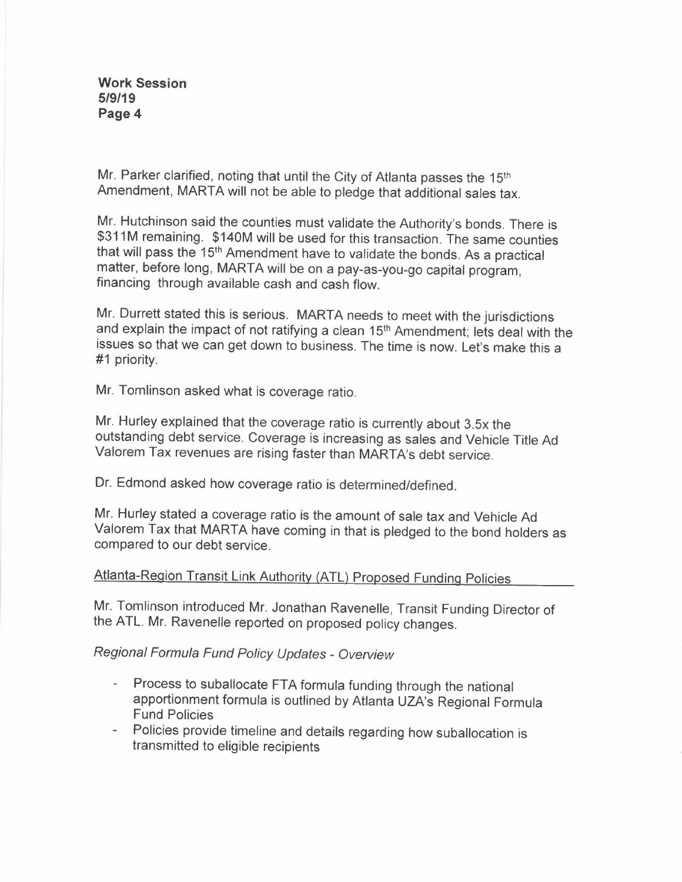Mr. Parker clarified, noting that until the City of Atlanta passes the 15th Amendment, MARTA will not be able to pledge that additional sales tax.

Mr. Hutchinson said the counties must validate the Authority's bonds. There is \$311M remaining. \$140M will be used for this transaction. The same counties that will pass the 15th Amendment have to validate the bonds. As a practical matter, before long, MARTA will be on a pay-as-you-go capital program, financing through available cash and cash flow.

Mr. Durrett stated this is serious. MARTA needs to meet with the jurisdictions and explain the impact of not ratifying a clean 15th Amendment; lets deal with the issues so that we can get down to business. The time is now. Let's make this a #1 priority.

Mr. Tomlinson asked what is coverage ratio.

Mr. Hurley explained that the coverage ratio is currently about 3.5x the outstanding debt service. Coverage is increasing as sales and Vehicle Title Ad Valorem Tax revenues are rising faster than MARTA's debt service.

Dr. Edmond asked how coverage ratio is determined/defined.

Mr. Hurley stated a coverage ratio is the amount of sale tax and Vehicle Ad Valorem Tax that MARTA have coming in that is pledged to the bond holders as compared to our debt service.

<u>Atlanta-Region Transit Link Authority (ATL) Proposed Funding Policies</u>

Mr. Tomlinson introduced Mr. Jonathan Ravenelle, Transit Funding Director of the ATL. Mr. Ravenelle reported on proposed policy changes.

*Regional Formula Fund Policy Updates - Overview*

- Process to suballocate FTA formula funding through the national apportionment formula is outlined by Atlanta UZA's Regional Formula Fund Policies
- Policies provide timeline and details regarding how suballocation is transmitted to eligible recipients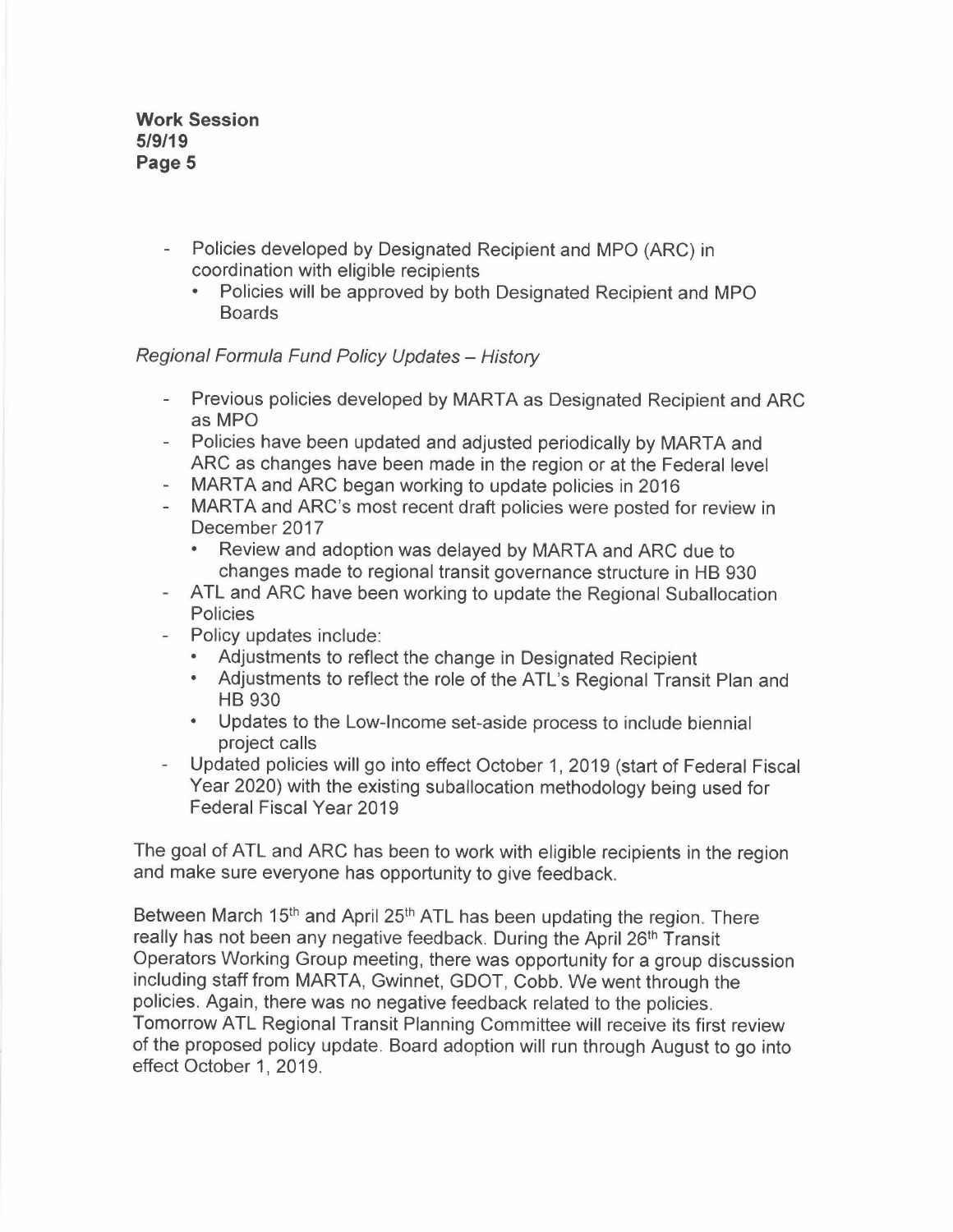- Policies developed by Designated Recipient and MPO (ARC) in coordination with eligible recipients
  - Policies will be approved by both Designated Recipient and MPO Boards

*Regional Formula Fund Policy Updates – History*

- Previous policies developed by MARTA as Designated Recipient and ARC as MPO
- Policies have been updated and adjusted periodically by MARTA and ARC as changes have been made in the region or at the Federal level
- MARTA and ARC began working to update policies in 2016
- MARTA and ARC's most recent draft policies were posted for review in December 2017
  - Review and adoption was delayed by MARTA and ARC due to changes made to regional transit governance structure in HB 930
- ATL and ARC have been working to update the Regional Suballocation Policies
- Policy updates include:
  - Adjustments to reflect the change in Designated Recipient
  - Adjustments to reflect the role of the ATL's Regional Transit Plan and HB 930
  - Updates to the Low-Income set-aside process to include biennial project calls
- Updated policies will go into effect October 1, 2019 (start of Federal Fiscal Year 2020) with the existing suballocation methodology being used for Federal Fiscal Year 2019

The goal of ATL and ARC has been to work with eligible recipients in the region and make sure everyone has opportunity to give feedback.

Between March 15th and April 25th ATL has been updating the region. There really has not been any negative feedback. During the April 26th Transit Operators Working Group meeting, there was opportunity for a group discussion including staff from MARTA, Gwinnet, GDOT, Cobb. We went through the policies. Again, there was no negative feedback related to the policies. Tomorrow ATL Regional Transit Planning Committee will receive its first review of the proposed policy update. Board adoption will run through August to go into effect October 1, 2019.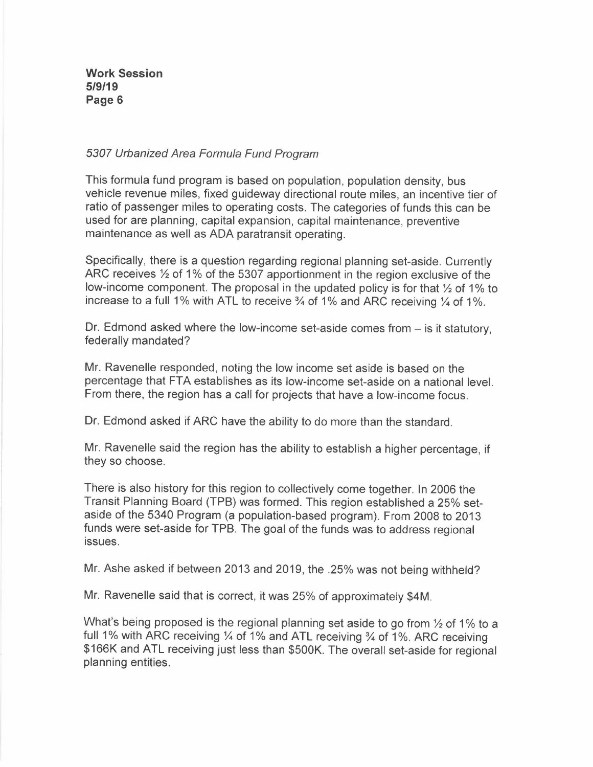*5307 Urbanized Area Formula Fund Program*

This formula fund program is based on population, population density, bus vehicle revenue miles, fixed guideway directional route miles, an incentive tier of ratio of passenger miles to operating costs. The categories of funds this can be used for are planning, capital expansion, capital maintenance, preventive maintenance as well as ADA paratransit operating.

Specifically, there is a question regarding regional planning set-aside. Currently ARC receives ½ of 1% of the 5307 apportionment in the region exclusive of the low-income component. The proposal in the updated policy is for that ½ of 1% to increase to a full 1% with ATL to receive ¾ of 1% and ARC receiving ¼ of 1%.

Dr. Edmond asked where the low-income set-aside comes from – is it statutory, federally mandated?

Mr. Ravenelle responded, noting the low income set aside is based on the percentage that FTA establishes as its low-income set-aside on a national level. From there, the region has a call for projects that have a low-income focus.

Dr. Edmond asked if ARC have the ability to do more than the standard.

Mr. Ravenelle said the region has the ability to establish a higher percentage, if they so choose.

There is also history for this region to collectively come together. In 2006 the Transit Planning Board (TPB) was formed. This region established a 25% set-aside of the 5340 Program (a population-based program). From 2008 to 2013 funds were set-aside for TPB. The goal of the funds was to address regional issues.

Mr. Ashe asked if between 2013 and 2019, the .25% was not being withheld?

Mr. Ravenelle said that is correct, it was 25% of approximately $4M.

What's being proposed is the regional planning set aside to go from ½ of 1% to a full 1% with ARC receiving ¼ of 1% and ATL receiving ¾ of 1%. ARC receiving $166K and ATL receiving just less than $500K. The overall set-aside for regional planning entities.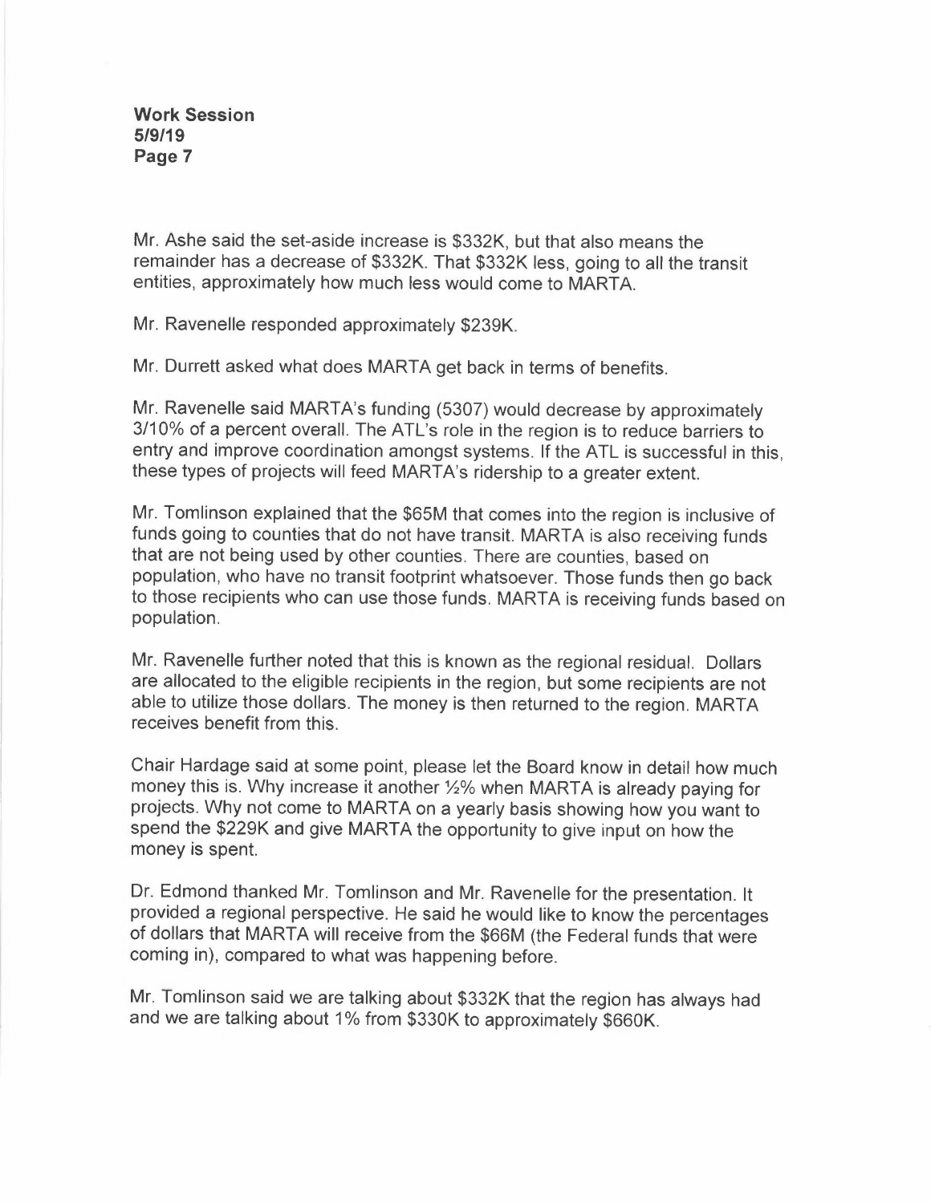Mr. Ashe said the set-aside increase is $332K, but that also means the remainder has a decrease of $332K. That $332K less, going to all the transit entities, approximately how much less would come to MARTA.

Mr. Ravenelle responded approximately $239K.

Mr. Durrett asked what does MARTA get back in terms of benefits.

Mr. Ravenelle said MARTA's funding (5307) would decrease by approximately 3/10% of a percent overall. The ATL's role in the region is to reduce barriers to entry and improve coordination amongst systems. If the ATL is successful in this, these types of projects will feed MARTA's ridership to a greater extent.

Mr. Tomlinson explained that the $65M that comes into the region is inclusive of funds going to counties that do not have transit. MARTA is also receiving funds that are not being used by other counties. There are counties, based on population, who have no transit footprint whatsoever. Those funds then go back to those recipients who can use those funds. MARTA is receiving funds based on population.

Mr. Ravenelle further noted that this is known as the regional residual. Dollars are allocated to the eligible recipients in the region, but some recipients are not able to utilize those dollars. The money is then returned to the region. MARTA receives benefit from this.

Chair Hardage said at some point, please let the Board know in detail how much money this is. Why increase it another ½% when MARTA is already paying for projects. Why not come to MARTA on a yearly basis showing how you want to spend the $229K and give MARTA the opportunity to give input on how the money is spent.

Dr. Edmond thanked Mr. Tomlinson and Mr. Ravenelle for the presentation. It provided a regional perspective. He said he would like to know the percentages of dollars that MARTA will receive from the $66M (the Federal funds that were coming in), compared to what was happening before.

Mr. Tomlinson said we are talking about $332K that the region has always had and we are talking about 1% from $330K to approximately $660K.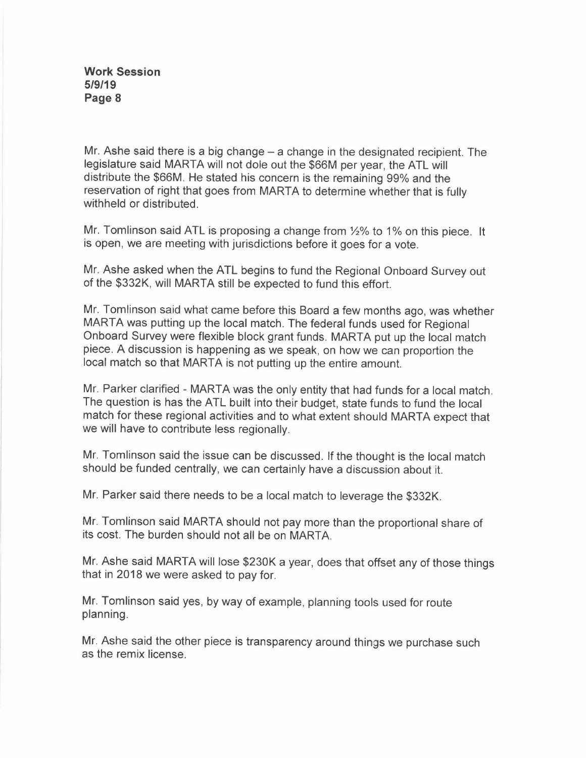Mr. Ashe said there is a big change – a change in the designated recipient. The legislature said MARTA will not dole out the $66M per year, the ATL will distribute the $66M. He stated his concern is the remaining 99% and the reservation of right that goes from MARTA to determine whether that is fully withheld or distributed.

Mr. Tomlinson said ATL is proposing a change from ½% to 1% on this piece. It is open, we are meeting with jurisdictions before it goes for a vote.

Mr. Ashe asked when the ATL begins to fund the Regional Onboard Survey out of the $332K, will MARTA still be expected to fund this effort.

Mr. Tomlinson said what came before this Board a few months ago, was whether MARTA was putting up the local match. The federal funds used for Regional Onboard Survey were flexible block grant funds. MARTA put up the local match piece. A discussion is happening as we speak, on how we can proportion the local match so that MARTA is not putting up the entire amount.

Mr. Parker clarified - MARTA was the only entity that had funds for a local match. The question is has the ATL built into their budget, state funds to fund the local match for these regional activities and to what extent should MARTA expect that we will have to contribute less regionally.

Mr. Tomlinson said the issue can be discussed. If the thought is the local match should be funded centrally, we can certainly have a discussion about it.

Mr. Parker said there needs to be a local match to leverage the $332K.

Mr. Tomlinson said MARTA should not pay more than the proportional share of its cost. The burden should not all be on MARTA.

Mr. Ashe said MARTA will lose $230K a year, does that offset any of those things that in 2018 we were asked to pay for.

Mr. Tomlinson said yes, by way of example, planning tools used for route planning.

Mr. Ashe said the other piece is transparency around things we purchase such as the remix license.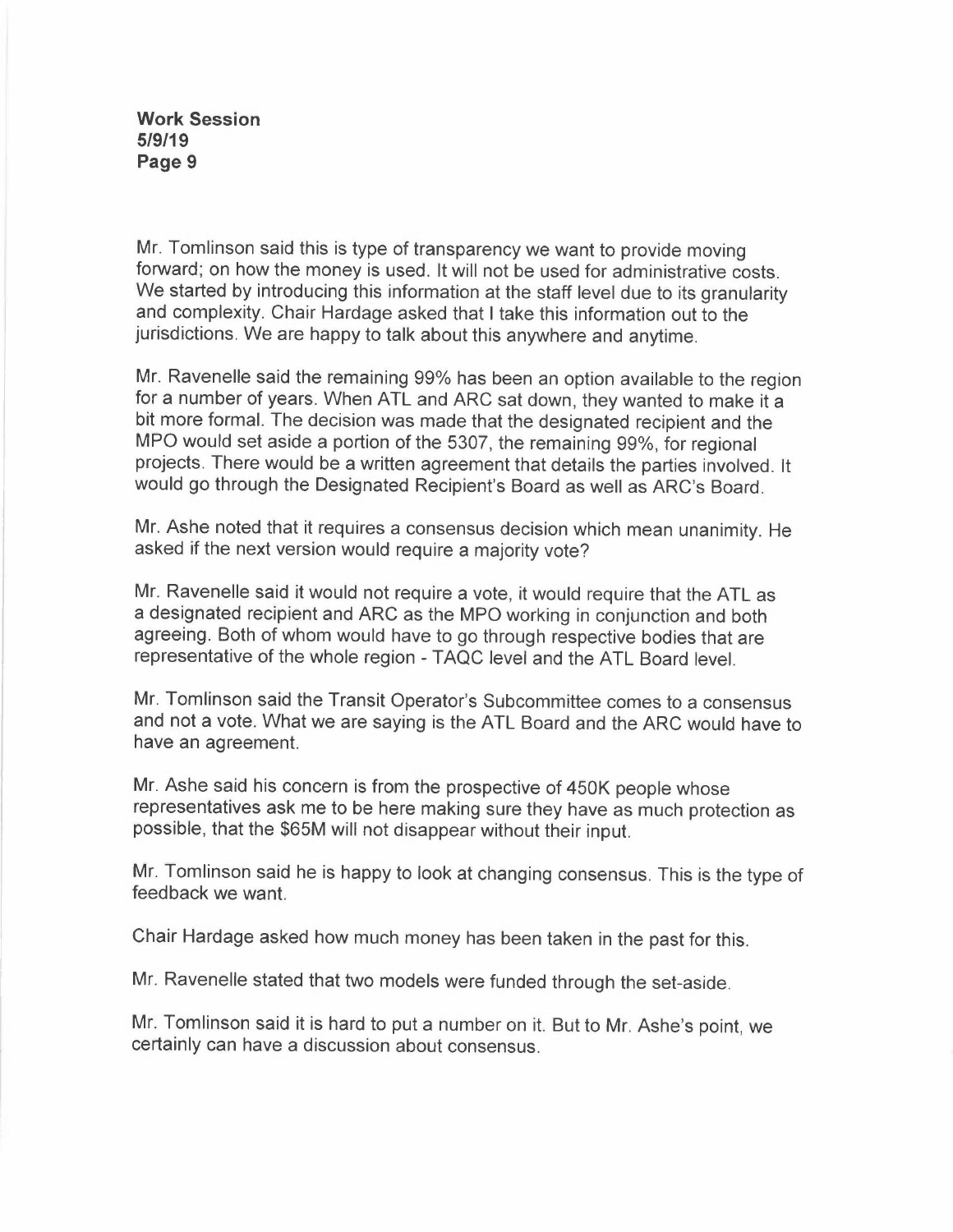Mr. Tomlinson said this is type of transparency we want to provide moving forward; on how the money is used. It will not be used for administrative costs. We started by introducing this information at the staff level due to its granularity and complexity. Chair Hardage asked that I take this information out to the jurisdictions. We are happy to talk about this anywhere and anytime.

Mr. Ravenelle said the remaining 99% has been an option available to the region for a number of years. When ATL and ARC sat down, they wanted to make it a bit more formal. The decision was made that the designated recipient and the MPO would set aside a portion of the 5307, the remaining 99%, for regional projects. There would be a written agreement that details the parties involved. It would go through the Designated Recipient's Board as well as ARC's Board.

Mr. Ashe noted that it requires a consensus decision which mean unanimity. He asked if the next version would require a majority vote?

Mr. Ravenelle said it would not require a vote, it would require that the ATL as a designated recipient and ARC as the MPO working in conjunction and both agreeing. Both of whom would have to go through respective bodies that are representative of the whole region - TAQC level and the ATL Board level.

Mr. Tomlinson said the Transit Operator's Subcommittee comes to a consensus and not a vote. What we are saying is the ATL Board and the ARC would have to have an agreement.

Mr. Ashe said his concern is from the prospective of 450K people whose representatives ask me to be here making sure they have as much protection as possible, that the $65M will not disappear without their input.

Mr. Tomlinson said he is happy to look at changing consensus. This is the type of feedback we want.

Chair Hardage asked how much money has been taken in the past for this.

Mr. Ravenelle stated that two models were funded through the set-aside.

Mr. Tomlinson said it is hard to put a number on it. But to Mr. Ashe's point, we certainly can have a discussion about consensus.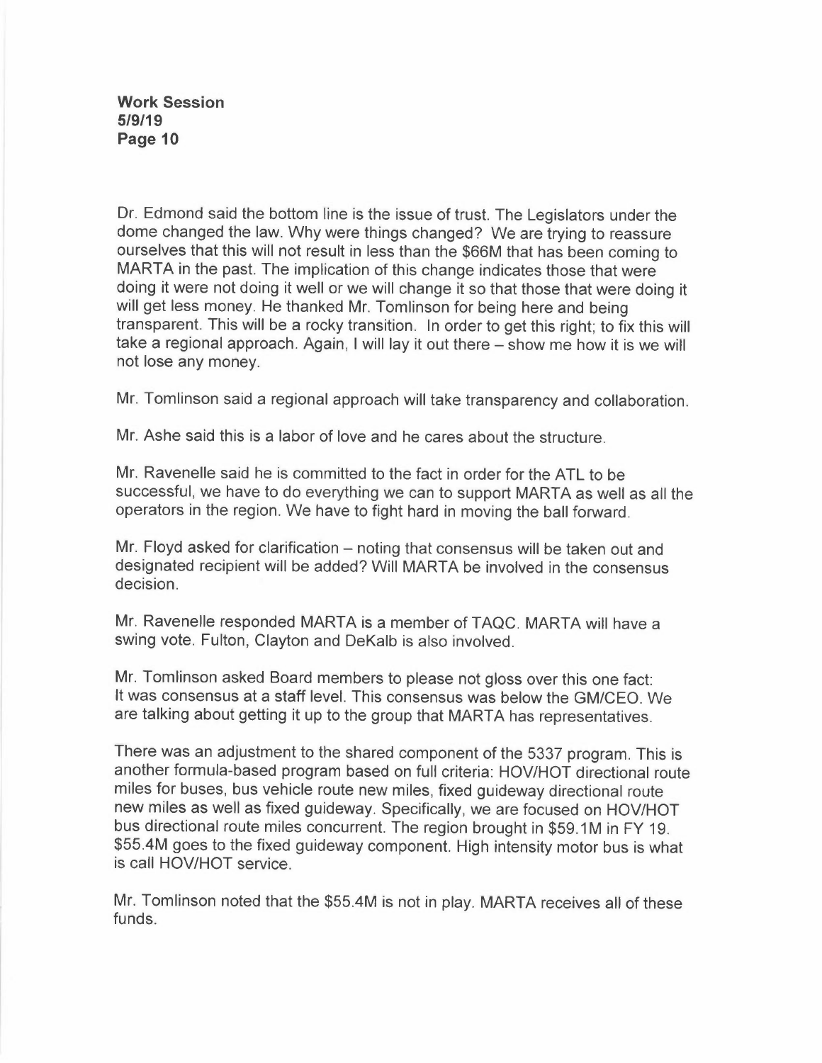Dr. Edmond said the bottom line is the issue of trust. The Legislators under the dome changed the law. Why were things changed? We are trying to reassure ourselves that this will not result in less than the $66M that has been coming to MARTA in the past. The implication of this change indicates those that were doing it were not doing it well or we will change it so that those that were doing it will get less money. He thanked Mr. Tomlinson for being here and being transparent. This will be a rocky transition. In order to get this right; to fix this will take a regional approach. Again, I will lay it out there – show me how it is we will not lose any money.

Mr. Tomlinson said a regional approach will take transparency and collaboration.

Mr. Ashe said this is a labor of love and he cares about the structure.

Mr. Ravenelle said he is committed to the fact in order for the ATL to be successful, we have to do everything we can to support MARTA as well as all the operators in the region. We have to fight hard in moving the ball forward.

Mr. Floyd asked for clarification – noting that consensus will be taken out and designated recipient will be added? Will MARTA be involved in the consensus decision.

Mr. Ravenelle responded MARTA is a member of TAQC. MARTA will have a swing vote. Fulton, Clayton and DeKalb is also involved.

Mr. Tomlinson asked Board members to please not gloss over this one fact: It was consensus at a staff level. This consensus was below the GM/CEO. We are talking about getting it up to the group that MARTA has representatives.

There was an adjustment to the shared component of the 5337 program. This is another formula-based program based on full criteria: HOV/HOT directional route miles for buses, bus vehicle route new miles, fixed guideway directional route new miles as well as fixed guideway. Specifically, we are focused on HOV/HOT bus directional route miles concurrent. The region brought in $59.1M in FY 19. $55.4M goes to the fixed guideway component. High intensity motor bus is what is call HOV/HOT service.

Mr. Tomlinson noted that the $55.4M is not in play. MARTA receives all of these funds.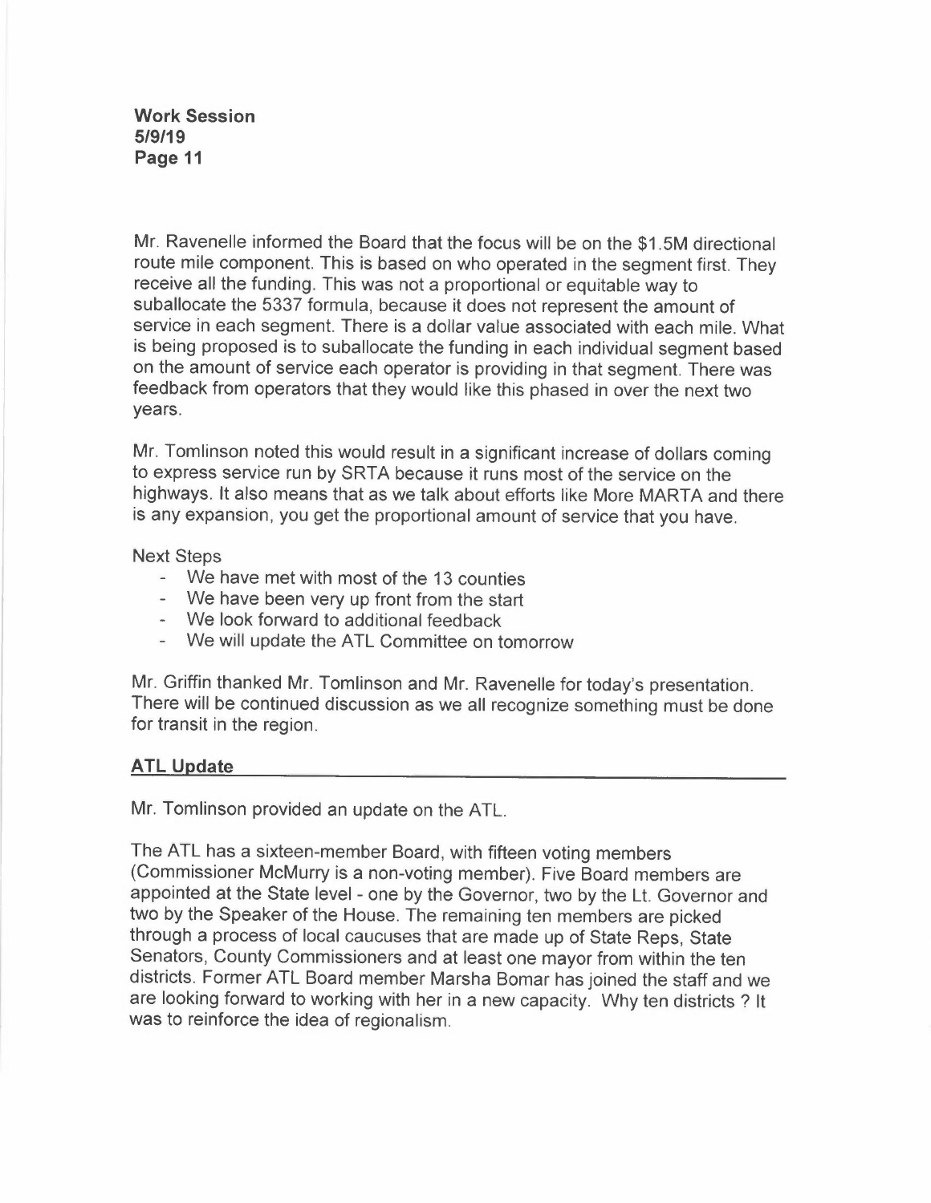Mr. Ravenelle informed the Board that the focus will be on the $1.5M directional route mile component. This is based on who operated in the segment first. They receive all the funding. This was not a proportional or equitable way to suballocate the 5337 formula, because it does not represent the amount of service in each segment. There is a dollar value associated with each mile. What is being proposed is to suballocate the funding in each individual segment based on the amount of service each operator is providing in that segment. There was feedback from operators that they would like this phased in over the next two years.

Mr. Tomlinson noted this would result in a significant increase of dollars coming to express service run by SRTA because it runs most of the service on the highways. It also means that as we talk about efforts like More MARTA and there is any expansion, you get the proportional amount of service that you have.

Next Steps

- We have met with most of the 13 counties
- We have been very up front from the start
- We look forward to additional feedback
- We will update the ATL Committee on tomorrow

Mr. Griffin thanked Mr. Tomlinson and Mr. Ravenelle for today's presentation. There will be continued discussion as we all recognize something must be done for transit in the region.

## ATL Update

Mr. Tomlinson provided an update on the ATL.

The ATL has a sixteen-member Board, with fifteen voting members (Commissioner McMurry is a non-voting member). Five Board members are appointed at the State level - one by the Governor, two by the Lt. Governor and two by the Speaker of the House. The remaining ten members are picked through a process of local caucuses that are made up of State Reps, State Senators, County Commissioners and at least one mayor from within the ten districts. Former ATL Board member Marsha Bomar has joined the staff and we are looking forward to working with her in a new capacity. Why ten districts ? It was to reinforce the idea of regionalism.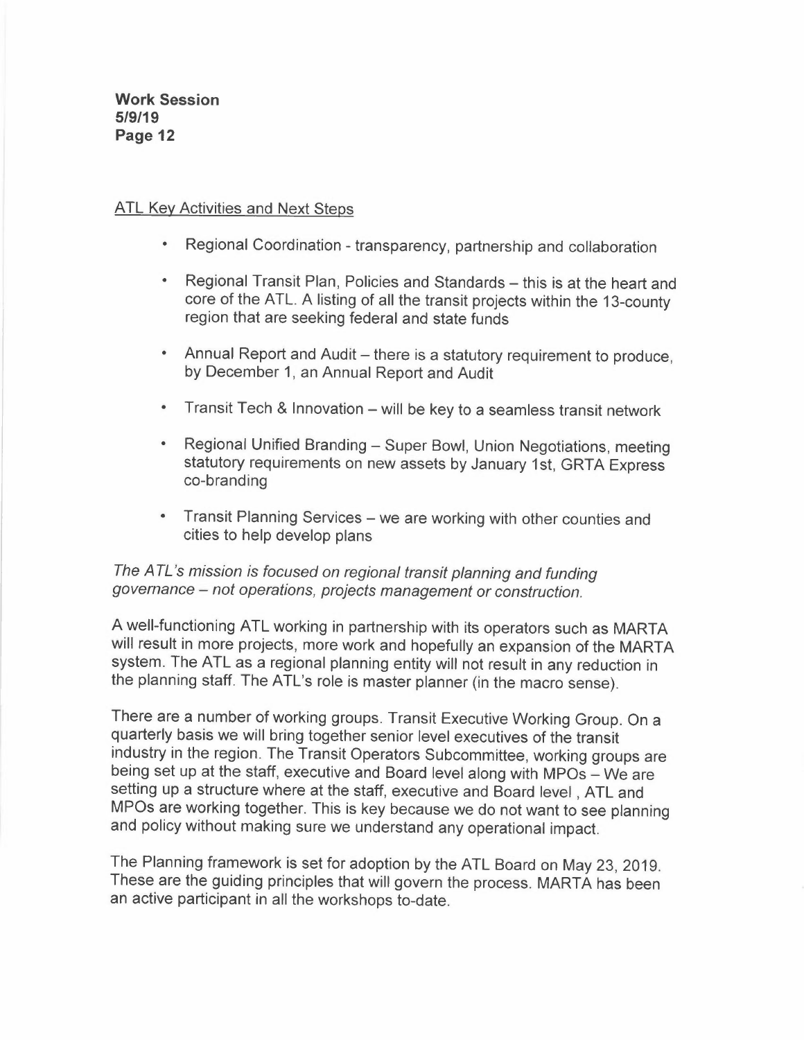ATL Key Activities and Next Steps

- Regional Coordination - transparency, partnership and collaboration
- Regional Transit Plan, Policies and Standards – this is at the heart and core of the ATL. A listing of all the transit projects within the 13-county region that are seeking federal and state funds
- Annual Report and Audit – there is a statutory requirement to produce, by December 1, an Annual Report and Audit
- Transit Tech & Innovation – will be key to a seamless transit network
- Regional Unified Branding – Super Bowl, Union Negotiations, meeting statutory requirements on new assets by January 1st, GRTA Express co-branding
- Transit Planning Services – we are working with other counties and cities to help develop plans

*The ATL's mission is focused on regional transit planning and funding governance – not operations, projects management or construction.*

A well-functioning ATL working in partnership with its operators such as MARTA will result in more projects, more work and hopefully an expansion of the MARTA system. The ATL as a regional planning entity will not result in any reduction in the planning staff. The ATL's role is master planner (in the macro sense).

There are a number of working groups. Transit Executive Working Group. On a quarterly basis we will bring together senior level executives of the transit industry in the region. The Transit Operators Subcommittee, working groups are being set up at the staff, executive and Board level along with MPOs – We are setting up a structure where at the staff, executive and Board level , ATL and MPOs are working together. This is key because we do not want to see planning and policy without making sure we understand any operational impact.

The Planning framework is set for adoption by the ATL Board on May 23, 2019. These are the guiding principles that will govern the process. MARTA has been an active participant in all the workshops to-date.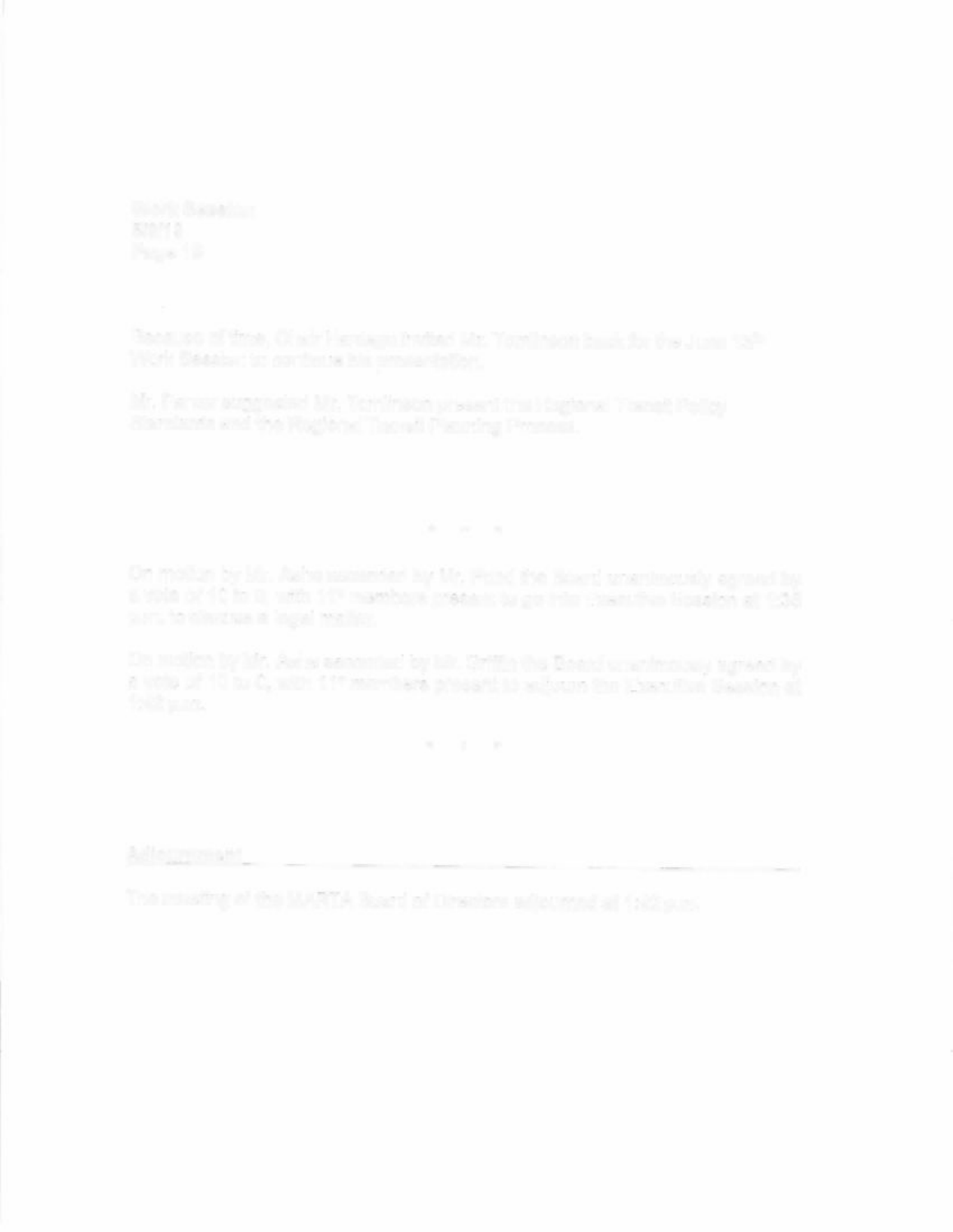Because of time, Chair Hanega invited Mr. Tomlinson back for the June 13th Work Session to continue his presentation.

Mr. Ferrer suggested Mr. Tomlinson present the Regional Transit Policy Standards and the Regional Transit Planning Process.

\* \* \*

On motion by Mr. Ashe seconded by Mr. Pool, the Board unanimously agreed by a vote of 10 to 0, with 11 members present to go into Executive Session at 1:06 p.m. to discuss a legal matter.

On motion by Mr. Ashe seconded by Mr. Griffin the Board unanimously agreed by a vote of 10 to 0, with 11 members present to adjourn the Executive Session at 1:48 p.m.

\* \* \*

## Adjournment

The meeting of the MARTA Board of Directors adjourned at 1:48 p.m.